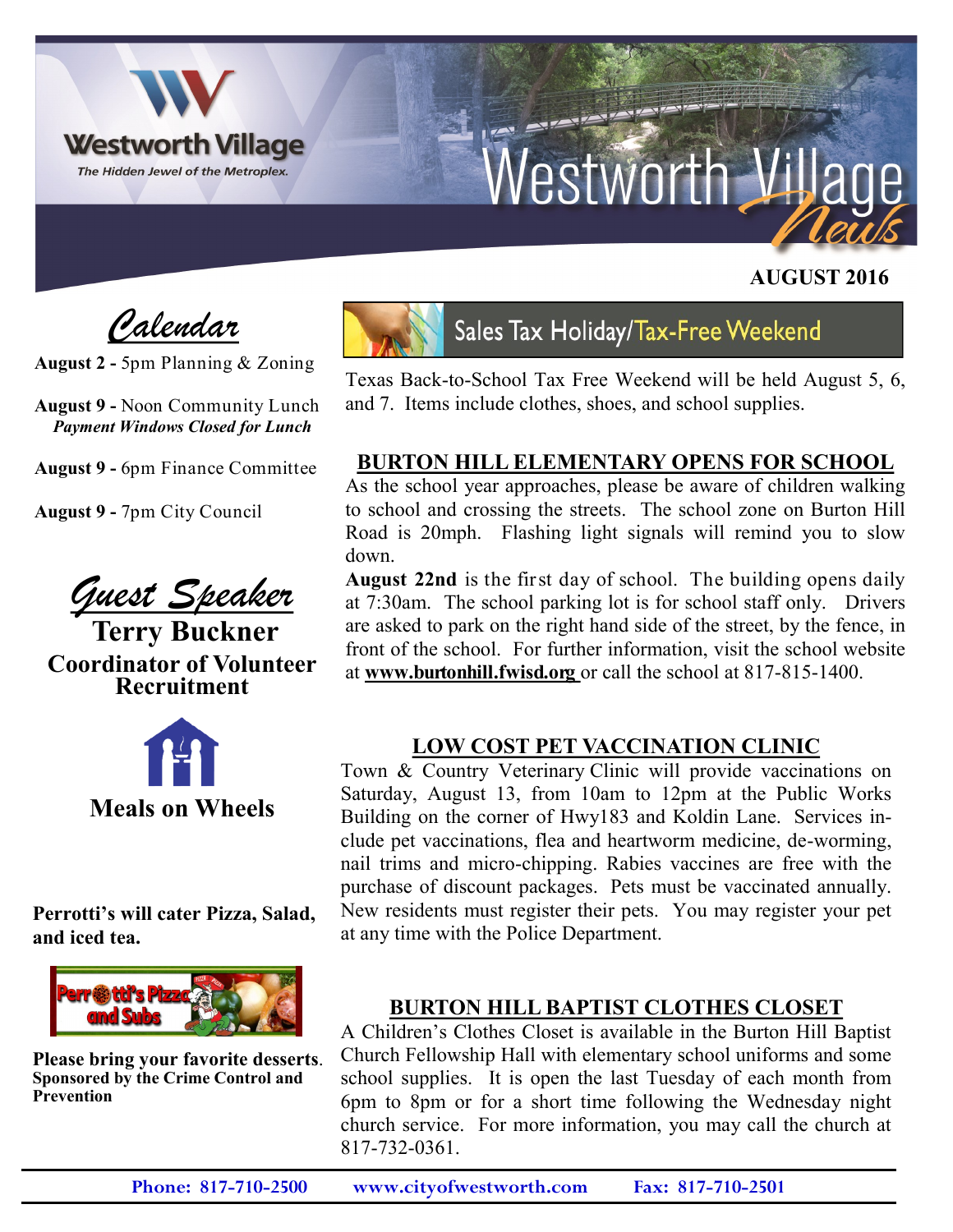# Westworth Village News

Westworth Village
*The Hidden Jewel of the Metroplex.*

**AUGUST 2016**

## *Calendar*

**August 2 -** 5pm Planning & Zoning

**August 9 -** Noon Community Lunch
***Payment Windows Closed for Lunch***

**August 9 -** 6pm Finance Committee

**August 9 -** 7pm City Council

## *Guest Speaker*

**Terry Buckner**
**Coordinator of Volunteer Recruitment**

**Meals on Wheels**

**Perrotti's will cater Pizza, Salad, and iced tea.**

Perrotti's Pizza and Subs

**Please bring your favorite desserts.**
**Sponsored by the Crime Control and Prevention**

## Sales Tax Holiday/Tax-Free Weekend

Texas Back-to-School Tax Free Weekend will be held August 5, 6, and 7. Items include clothes, shoes, and school supplies.

## BURTON HILL ELEMENTARY OPENS FOR SCHOOL

As the school year approaches, please be aware of children walking to school and crossing the streets. The school zone on Burton Hill Road is 20mph. Flashing light signals will remind you to slow down.

**August 22nd** is the first day of school. The building opens daily at 7:30am. The school parking lot is for school staff only. Drivers are asked to park on the right hand side of the street, by the fence, in front of the school. For further information, visit the school website at **www.burtonhill.fwisd.org** or call the school at 817-815-1400.

## LOW COST PET VACCINATION CLINIC

Town & Country Veterinary Clinic will provide vaccinations on Saturday, August 13, from 10am to 12pm at the Public Works Building on the corner of Hwy183 and Koldin Lane. Services include pet vaccinations, flea and heartworm medicine, de-worming, nail trims and micro-chipping. Rabies vaccines are free with the purchase of discount packages. Pets must be vaccinated annually. New residents must register their pets. You may register your pet at any time with the Police Department.

## BURTON HILL BAPTIST CLOTHES CLOSET

A Children's Clothes Closet is available in the Burton Hill Baptist Church Fellowship Hall with elementary school uniforms and some school supplies. It is open the last Tuesday of each month from 6pm to 8pm or for a short time following the Wednesday night church service. For more information, you may call the church at 817-732-0361.

**Phone: 817-710-2500** **www.cityofwestworth.com** **Fax: 817-710-2501**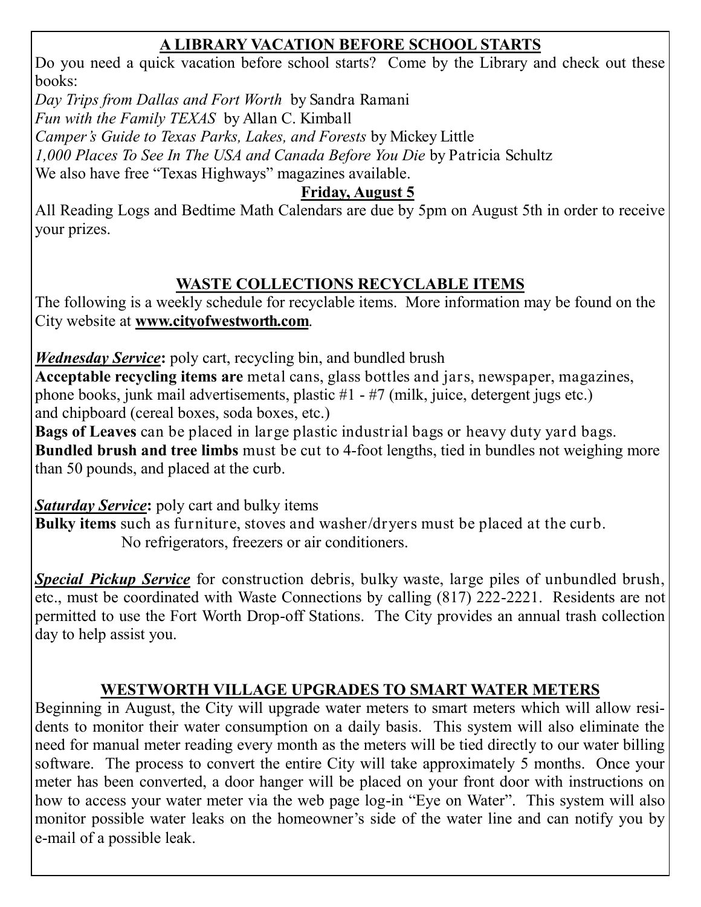## A LIBRARY VACATION BEFORE SCHOOL STARTS

Do you need a quick vacation before school starts? Come by the Library and check out these books:

*Day Trips from Dallas and Fort Worth* by Sandra Ramani
*Fun with the Family TEXAS* by Allan C. Kimball
*Camper's Guide to Texas Parks, Lakes, and Forests* by Mickey Little
*1,000 Places To See In The USA and Canada Before You Die* by Patricia Schultz
We also have free "Texas Highways" magazines available.

**Friday, August 5**

All Reading Logs and Bedtime Math Calendars are due by 5pm on August 5th in order to receive your prizes.

## WASTE COLLECTIONS RECYCLABLE ITEMS

The following is a weekly schedule for recyclable items. More information may be found on the City website at **www.cityofwestworth.com**.

***Wednesday Service*:** poly cart, recycling bin, and bundled brush
**Acceptable recycling items are** metal cans, glass bottles and jars, newspaper, magazines, phone books, junk mail advertisements, plastic #1 - #7 (milk, juice, detergent jugs etc.) and chipboard (cereal boxes, soda boxes, etc.)
**Bags of Leaves** can be placed in large plastic industrial bags or heavy duty yard bags.
**Bundled brush and tree limbs** must be cut to 4-foot lengths, tied in bundles not weighing more than 50 pounds, and placed at the curb.

***Saturday Service*:** poly cart and bulky items
**Bulky items** such as furniture, stoves and washer/dryers must be placed at the curb.
No refrigerators, freezers or air conditioners.

***Special Pickup Service*** for construction debris, bulky waste, large piles of unbundled brush, etc., must be coordinated with Waste Connections by calling (817) 222-2221. Residents are not permitted to use the Fort Worth Drop-off Stations. The City provides an annual trash collection day to help assist you.

## WESTWORTH VILLAGE UPGRADES TO SMART WATER METERS

Beginning in August, the City will upgrade water meters to smart meters which will allow residents to monitor their water consumption on a daily basis. This system will also eliminate the need for manual meter reading every month as the meters will be tied directly to our water billing software. The process to convert the entire City will take approximately 5 months. Once your meter has been converted, a door hanger will be placed on your front door with instructions on how to access your water meter via the web page log-in "Eye on Water". This system will also monitor possible water leaks on the homeowner's side of the water line and can notify you by e-mail of a possible leak.